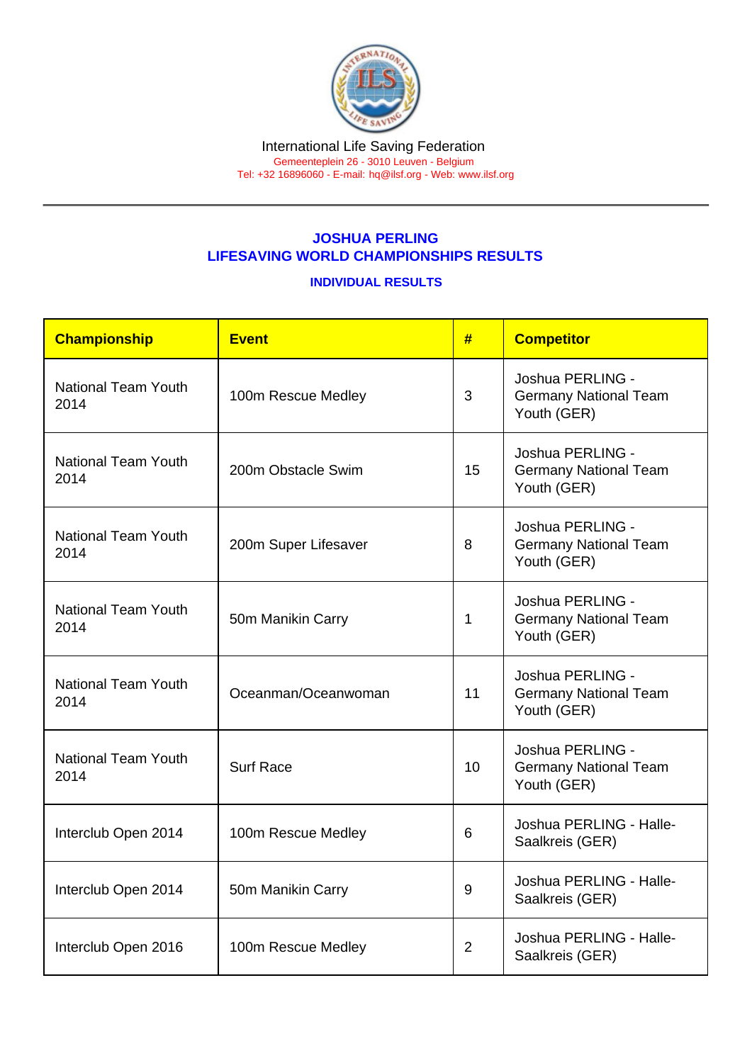International Life Saving Federation

Gemeenteplein 26 - 3010 Leuven - Belgium

Tel: +32 16896060 - E-mail: hq@ilsf.org - Web: www.ilsf.org

## JOSHUA PERLING
## LIFESAVING WORLD CHAMPIONSHIPS RESULTS

### INDIVIDUAL RESULTS

| Championship | Event | # | Competitor |
|---|---|---|---|
| National Team Youth 2014 | 100m Rescue Medley | 3 | Joshua PERLING - Germany National Team Youth (GER) |
| National Team Youth 2014 | 200m Obstacle Swim | 15 | Joshua PERLING - Germany National Team Youth (GER) |
| National Team Youth 2014 | 200m Super Lifesaver | 8 | Joshua PERLING - Germany National Team Youth (GER) |
| National Team Youth 2014 | 50m Manikin Carry | 1 | Joshua PERLING - Germany National Team Youth (GER) |
| National Team Youth 2014 | Oceanman/Oceanwoman | 11 | Joshua PERLING - Germany National Team Youth (GER) |
| National Team Youth 2014 | Surf Race | 10 | Joshua PERLING - Germany National Team Youth (GER) |
| Interclub Open 2014 | 100m Rescue Medley | 6 | Joshua PERLING - Halle-Saalkreis (GER) |
| Interclub Open 2014 | 50m Manikin Carry | 9 | Joshua PERLING - Halle-Saalkreis (GER) |
| Interclub Open 2016 | 100m Rescue Medley | 2 | Joshua PERLING - Halle-Saalkreis (GER) |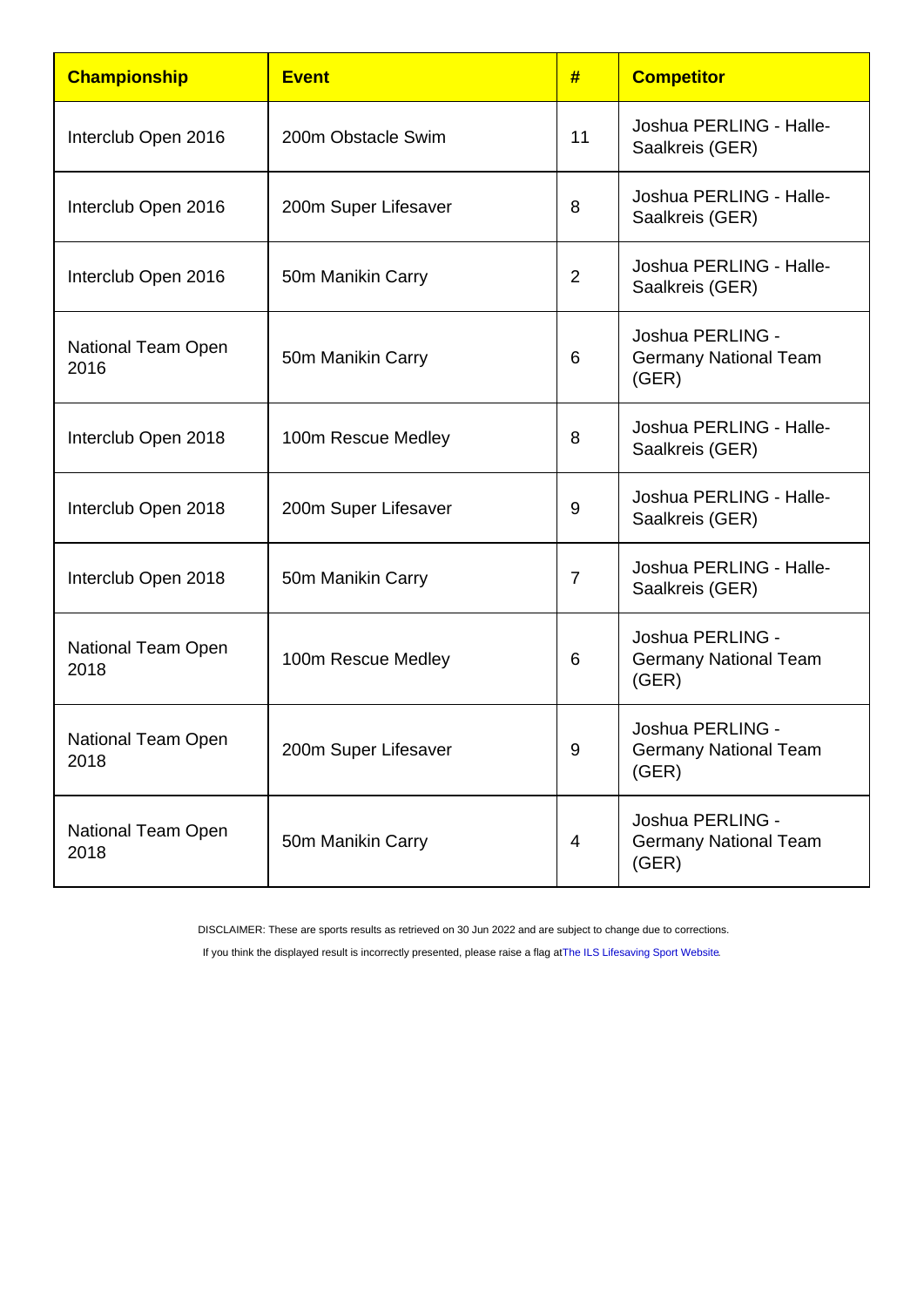| Championship | Event | # | Competitor |
| --- | --- | --- | --- |
| Interclub Open 2016 | 200m Obstacle Swim | 11 | Joshua PERLING - Halle-Saalkreis (GER) |
| Interclub Open 2016 | 200m Super Lifesaver | 8 | Joshua PERLING - Halle-Saalkreis (GER) |
| Interclub Open 2016 | 50m Manikin Carry | 2 | Joshua PERLING - Halle-Saalkreis (GER) |
| National Team Open 2016 | 50m Manikin Carry | 6 | Joshua PERLING - Germany National Team (GER) |
| Interclub Open 2018 | 100m Rescue Medley | 8 | Joshua PERLING - Halle-Saalkreis (GER) |
| Interclub Open 2018 | 200m Super Lifesaver | 9 | Joshua PERLING - Halle-Saalkreis (GER) |
| Interclub Open 2018 | 50m Manikin Carry | 7 | Joshua PERLING - Halle-Saalkreis (GER) |
| National Team Open 2018 | 100m Rescue Medley | 6 | Joshua PERLING - Germany National Team (GER) |
| National Team Open 2018 | 200m Super Lifesaver | 9 | Joshua PERLING - Germany National Team (GER) |
| National Team Open 2018 | 50m Manikin Carry | 4 | Joshua PERLING - Germany National Team (GER) |

DISCLAIMER: These are sports results as retrieved on 30 Jun 2022 and are subject to change due to corrections.

If you think the displayed result is incorrectly presented, please raise a flag at The ILS Lifesaving Sport Website.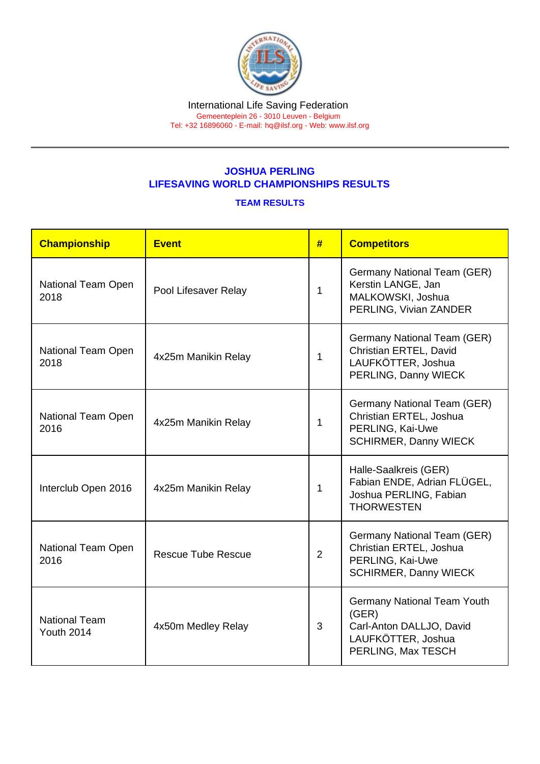International Life Saving Federation
Gemeenteplein 26 - 3010 Leuven - Belgium
Tel: +32 16896060 - E-mail: hq@ilsf.org - Web: www.ilsf.org

## JOSHUA PERLING
## LIFESAVING WORLD CHAMPIONSHIPS RESULTS

### TEAM RESULTS

| Championship | Event | # | Competitors |
|---|---|---|---|
| National Team Open 2018 | Pool Lifesaver Relay | 1 | Germany National Team (GER) Kerstin LANGE, Jan MALKOWSKI, Joshua PERLING, Vivian ZANDER |
| National Team Open 2018 | 4x25m Manikin Relay | 1 | Germany National Team (GER) Christian ERTEL, David LAUFKÖTTER, Joshua PERLING, Danny WIECK |
| National Team Open 2016 | 4x25m Manikin Relay | 1 | Germany National Team (GER) Christian ERTEL, Joshua PERLING, Kai-Uwe SCHIRMER, Danny WIECK |
| Interclub Open 2016 | 4x25m Manikin Relay | 1 | Halle-Saalkreis (GER) Fabian ENDE, Adrian FLÜGEL, Joshua PERLING, Fabian THORWESTEN |
| National Team Open 2016 | Rescue Tube Rescue | 2 | Germany National Team (GER) Christian ERTEL, Joshua PERLING, Kai-Uwe SCHIRMER, Danny WIECK |
| National Team Youth 2014 | 4x50m Medley Relay | 3 | Germany National Team Youth (GER) Carl-Anton DALLJO, David LAUFKÖTTER, Joshua PERLING, Max TESCH |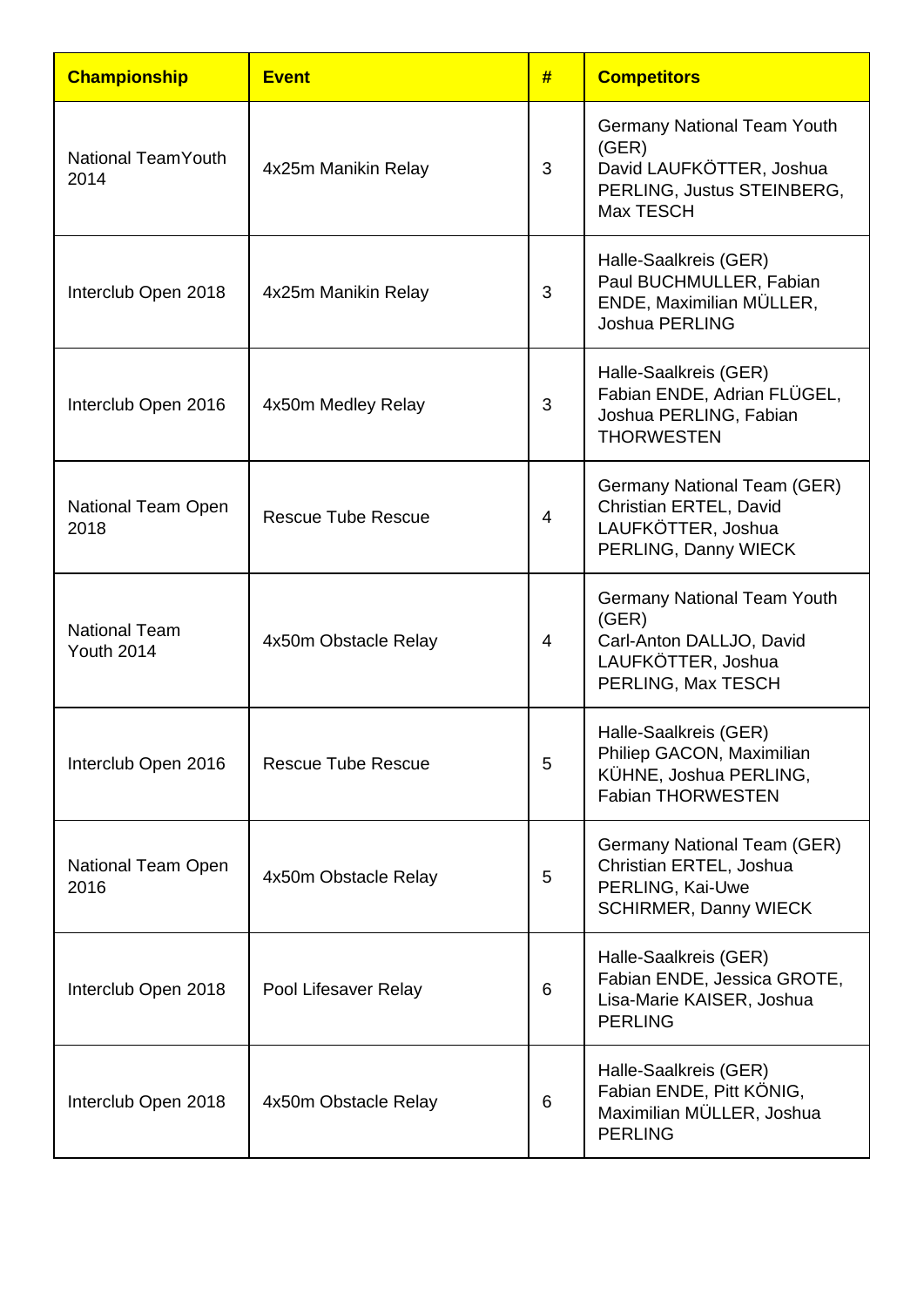| Championship | Event | # | Competitors |
|---|---|---|---|
| National TeamYouth 2014 | 4x25m Manikin Relay | 3 | Germany National Team Youth (GER) David LAUFKÖTTER, Joshua PERLING, Justus STEINBERG, Max TESCH |
| Interclub Open 2018 | 4x25m Manikin Relay | 3 | Halle-Saalkreis (GER) Paul BUCHMULLER, Fabian ENDE, Maximilian MÜLLER, Joshua PERLING |
| Interclub Open 2016 | 4x50m Medley Relay | 3 | Halle-Saalkreis (GER) Fabian ENDE, Adrian FLÜGEL, Joshua PERLING, Fabian THORWESTEN |
| National Team Open 2018 | Rescue Tube Rescue | 4 | Germany National Team (GER) Christian ERTEL, David LAUFKÖTTER, Joshua PERLING, Danny WIECK |
| National Team Youth 2014 | 4x50m Obstacle Relay | 4 | Germany National Team Youth (GER) Carl-Anton DALLJO, David LAUFKÖTTER, Joshua PERLING, Max TESCH |
| Interclub Open 2016 | Rescue Tube Rescue | 5 | Halle-Saalkreis (GER) Philiep GACON, Maximilian KÜHNE, Joshua PERLING, Fabian THORWESTEN |
| National Team Open 2016 | 4x50m Obstacle Relay | 5 | Germany National Team (GER) Christian ERTEL, Joshua PERLING, Kai-Uwe SCHIRMER, Danny WIECK |
| Interclub Open 2018 | Pool Lifesaver Relay | 6 | Halle-Saalkreis (GER) Fabian ENDE, Jessica GROTE, Lisa-Marie KAISER, Joshua PERLING |
| Interclub Open 2018 | 4x50m Obstacle Relay | 6 | Halle-Saalkreis (GER) Fabian ENDE, Pitt KÖNIG, Maximilian MÜLLER, Joshua PERLING |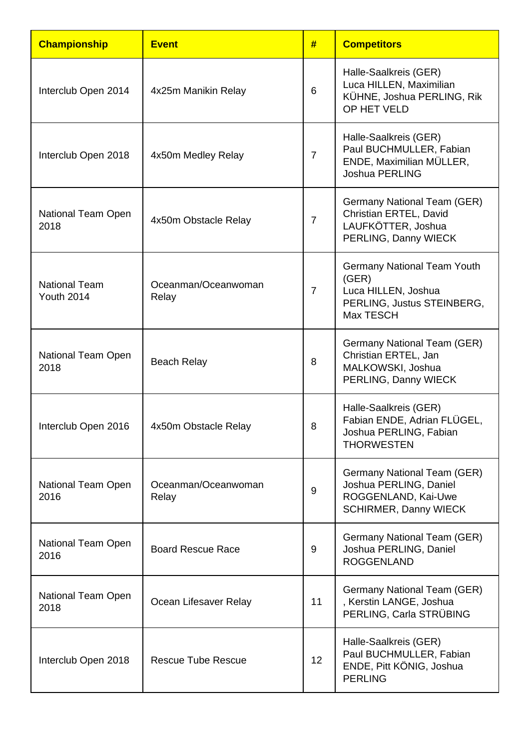| Championship | Event | # | Competitors |
| --- | --- | --- | --- |
| Interclub Open 2014 | 4x25m Manikin Relay | 6 | Halle-Saalkreis (GER) Luca HILLEN, Maximilian KÜHNE, Joshua PERLING, Rik OP HET VELD |
| Interclub Open 2018 | 4x50m Medley Relay | 7 | Halle-Saalkreis (GER) Paul BUCHMULLER, Fabian ENDE, Maximilian MÜLLER, Joshua PERLING |
| National Team Open 2018 | 4x50m Obstacle Relay | 7 | Germany National Team (GER) Christian ERTEL, David LAUFKÖTTER, Joshua PERLING, Danny WIECK |
| National Team Youth 2014 | Oceanman/Oceanwoman Relay | 7 | Germany National Team Youth (GER) Luca HILLEN, Joshua PERLING, Justus STEINBERG, Max TESCH |
| National Team Open 2018 | Beach Relay | 8 | Germany National Team (GER) Christian ERTEL, Jan MALKOWSKI, Joshua PERLING, Danny WIECK |
| Interclub Open 2016 | 4x50m Obstacle Relay | 8 | Halle-Saalkreis (GER) Fabian ENDE, Adrian FLÜGEL, Joshua PERLING, Fabian THORWESTEN |
| National Team Open 2016 | Oceanman/Oceanwoman Relay | 9 | Germany National Team (GER) Joshua PERLING, Daniel ROGGENLAND, Kai-Uwe SCHIRMER, Danny WIECK |
| National Team Open 2016 | Board Rescue Race | 9 | Germany National Team (GER) Joshua PERLING, Daniel ROGGENLAND |
| National Team Open 2018 | Ocean Lifesaver Relay | 11 | Germany National Team (GER) , Kerstin LANGE, Joshua PERLING, Carla STRÜBING |
| Interclub Open 2018 | Rescue Tube Rescue | 12 | Halle-Saalkreis (GER) Paul BUCHMULLER, Fabian ENDE, Pitt KÖNIG, Joshua PERLING |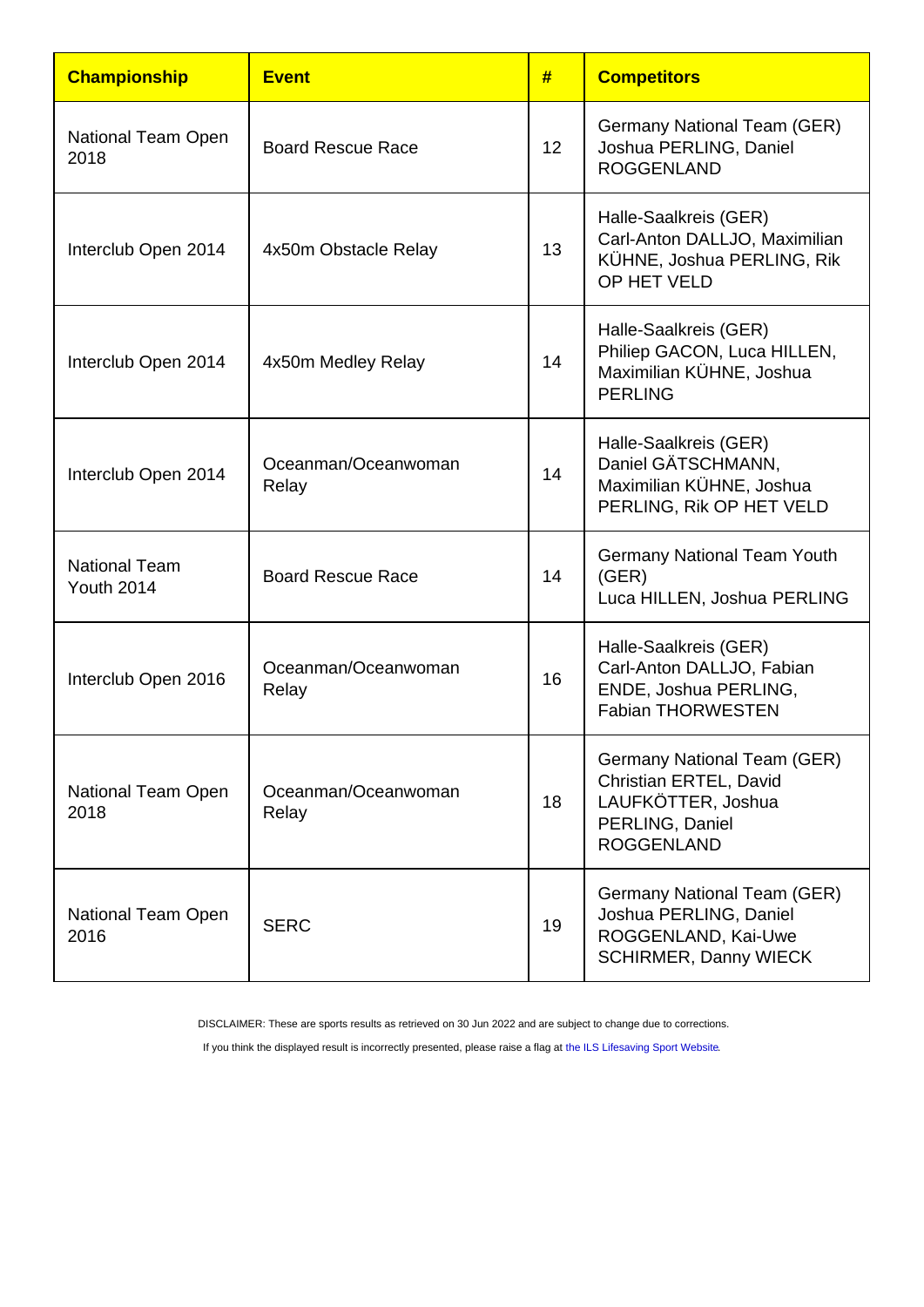| Championship | Event | # | Competitors |
|---|---|---|---|
| National Team Open 2018 | Board Rescue Race | 12 | Germany National Team (GER) Joshua PERLING, Daniel ROGGENLAND |
| Interclub Open 2014 | 4x50m Obstacle Relay | 13 | Halle-Saalkreis (GER) Carl-Anton DALLJO, Maximilian KÜHNE, Joshua PERLING, Rik OP HET VELD |
| Interclub Open 2014 | 4x50m Medley Relay | 14 | Halle-Saalkreis (GER) Philiep GACON, Luca HILLEN, Maximilian KÜHNE, Joshua PERLING |
| Interclub Open 2014 | Oceanman/Oceanwoman Relay | 14 | Halle-Saalkreis (GER) Daniel GÄTSCHMANN, Maximilian KÜHNE, Joshua PERLING, Rik OP HET VELD |
| National Team Youth 2014 | Board Rescue Race | 14 | Germany National Team Youth (GER) Luca HILLEN, Joshua PERLING |
| Interclub Open 2016 | Oceanman/Oceanwoman Relay | 16 | Halle-Saalkreis (GER) Carl-Anton DALLJO, Fabian ENDE, Joshua PERLING, Fabian THORWESTEN |
| National Team Open 2018 | Oceanman/Oceanwoman Relay | 18 | Germany National Team (GER) Christian ERTEL, David LAUFKÖTTER, Joshua PERLING, Daniel ROGGENLAND |
| National Team Open 2016 | SERC | 19 | Germany National Team (GER) Joshua PERLING, Daniel ROGGENLAND, Kai-Uwe SCHIRMER, Danny WIECK |

DISCLAIMER: These are sports results as retrieved on 30 Jun 2022 and are subject to change due to corrections.

If you think the displayed result is incorrectly presented, please raise a flag at the ILS Lifesaving Sport Website.